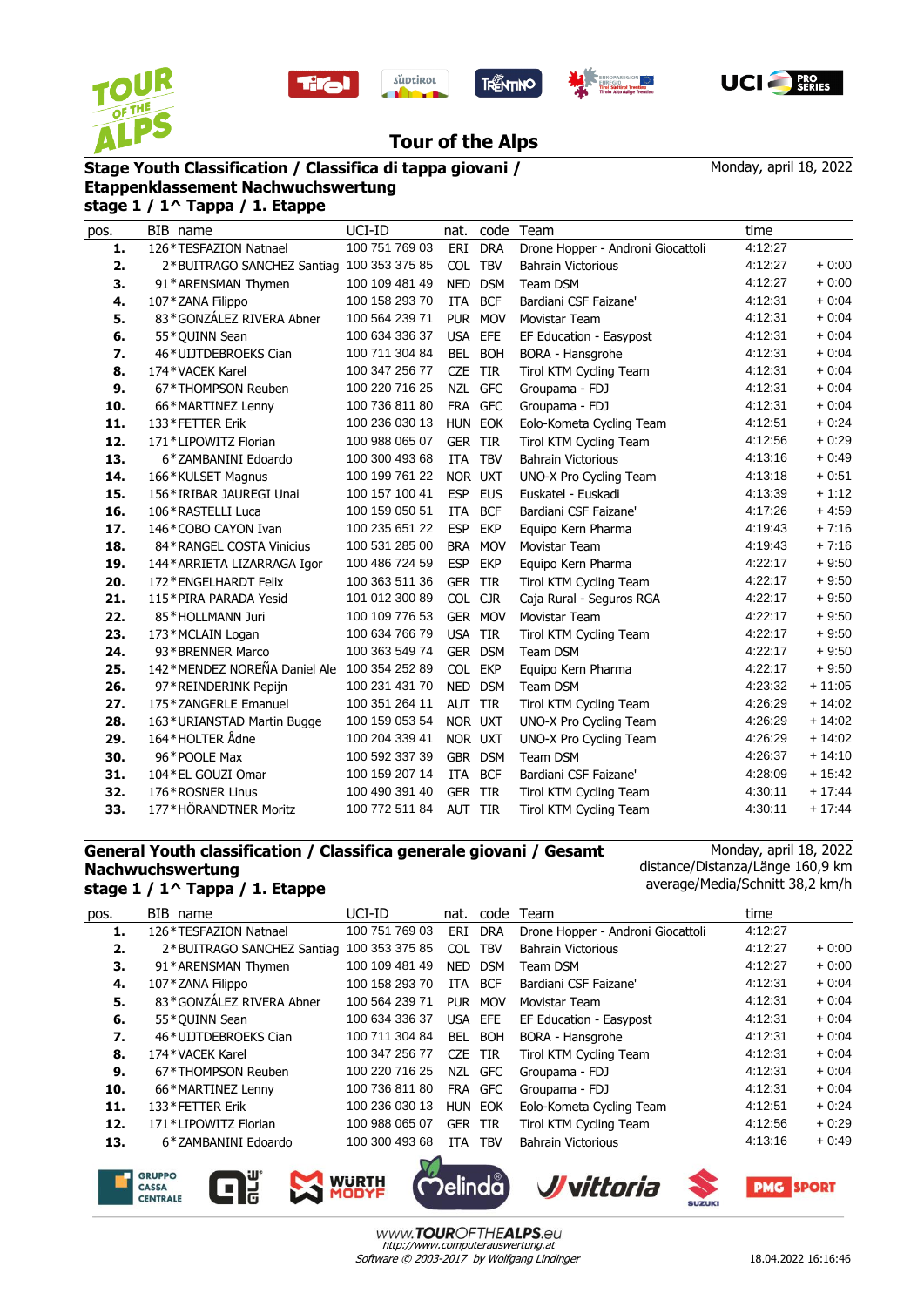# Tour of the Alps

## Stage Youth Classification / Classifica di tappa giovani / Etappenklassement Nachwuchswertung

**stage 1 / 1^ Tappa / 1. Etappe**

Monday, april 18, 2022

| pos. | BIB | name | UCI-ID | nat. | code | Team | time | |
|---|---|---|---|---|---|---|---|---|
| **1.** | 126 | *TESFAZION Natnael | 100 751 769 03 | ERI | DRA | Drone Hopper - Androni Giocattoli | 4:12:27 | |
| **2.** | 2 | *BUITRAGO SANCHEZ Santiag | 100 353 375 85 | COL | TBV | Bahrain Victorious | 4:12:27 | + 0:00 |
| **3.** | 91 | *ARENSMAN Thymen | 100 109 481 49 | NED | DSM | Team DSM | 4:12:27 | + 0:00 |
| **4.** | 107 | *ZANA Filippo | 100 158 293 70 | ITA | BCF | Bardiani CSF Faizane' | 4:12:31 | + 0:04 |
| **5.** | 83 | *GONZÁLEZ RIVERA Abner | 100 564 239 71 | PUR | MOV | Movistar Team | 4:12:31 | + 0:04 |
| **6.** | 55 | *QUINN Sean | 100 634 336 37 | USA | EFE | EF Education - Easypost | 4:12:31 | + 0:04 |
| **7.** | 46 | *UIJTDEBROEKS Cian | 100 711 304 84 | BEL | BOH | BORA - Hansgrohe | 4:12:31 | + 0:04 |
| **8.** | 174 | *VACEK Karel | 100 347 256 77 | CZE | TIR | Tirol KTM Cycling Team | 4:12:31 | + 0:04 |
| **9.** | 67 | *THOMPSON Reuben | 100 220 716 25 | NZL | GFC | Groupama - FDJ | 4:12:31 | + 0:04 |
| **10.** | 66 | *MARTINEZ Lenny | 100 736 811 80 | FRA | GFC | Groupama - FDJ | 4:12:31 | + 0:04 |
| **11.** | 133 | *FETTER Erik | 100 236 030 13 | HUN | EOK | Eolo-Kometa Cycling Team | 4:12:51 | + 0:24 |
| **12.** | 171 | *LIPOWITZ Florian | 100 988 065 07 | GER | TIR | Tirol KTM Cycling Team | 4:12:56 | + 0:29 |
| **13.** | 6 | *ZAMBANINI Edoardo | 100 300 493 68 | ITA | TBV | Bahrain Victorious | 4:13:16 | + 0:49 |
| **14.** | 166 | *KULSET Magnus | 100 199 761 22 | NOR | UXT | UNO-X Pro Cycling Team | 4:13:18 | + 0:51 |
| **15.** | 156 | *IRIBAR JAUREGI Unai | 100 157 100 41 | ESP | EUS | Euskatel - Euskadi | 4:13:39 | + 1:12 |
| **16.** | 106 | *RASTELLI Luca | 100 159 050 51 | ITA | BCF | Bardiani CSF Faizane' | 4:17:26 | + 4:59 |
| **17.** | 146 | *COBO CAYON Ivan | 100 235 651 22 | ESP | EKP | Equipo Kern Pharma | 4:19:43 | + 7:16 |
| **18.** | 84 | *RANGEL COSTA Vinicius | 100 531 285 00 | BRA | MOV | Movistar Team | 4:19:43 | + 7:16 |
| **19.** | 144 | *ARRIETA LIZARRAGA Igor | 100 486 724 59 | ESP | EKP | Equipo Kern Pharma | 4:22:17 | + 9:50 |
| **20.** | 172 | *ENGELHARDT Felix | 100 363 511 36 | GER | TIR | Tirol KTM Cycling Team | 4:22:17 | + 9:50 |
| **21.** | 115 | *PIRA PARADA Yesid | 101 012 300 89 | COL | CJR | Caja Rural - Seguros RGA | 4:22:17 | + 9:50 |
| **22.** | 85 | *HOLLMANN Juri | 100 109 776 53 | GER | MOV | Movistar Team | 4:22:17 | + 9:50 |
| **23.** | 173 | *MCLAIN Logan | 100 634 766 79 | USA | TIR | Tirol KTM Cycling Team | 4:22:17 | + 9:50 |
| **24.** | 93 | *BRENNER Marco | 100 363 549 74 | GER | DSM | Team DSM | 4:22:17 | + 9:50 |
| **25.** | 142 | *MENDEZ NOREÑA Daniel Ale | 100 354 252 89 | COL | EKP | Equipo Kern Pharma | 4:22:17 | + 9:50 |
| **26.** | 97 | *REINDERINK Pepijn | 100 231 431 70 | NED | DSM | Team DSM | 4:23:32 | + 11:05 |
| **27.** | 175 | *ZANGERLE Emanuel | 100 351 264 11 | AUT | TIR | Tirol KTM Cycling Team | 4:26:29 | + 14:02 |
| **28.** | 163 | *URIANSTAD Martin Bugge | 100 159 053 54 | NOR | UXT | UNO-X Pro Cycling Team | 4:26:29 | + 14:02 |
| **29.** | 164 | *HOLTER Ådne | 100 204 339 41 | NOR | UXT | UNO-X Pro Cycling Team | 4:26:29 | + 14:02 |
| **30.** | 96 | *POOLE Max | 100 592 337 39 | GBR | DSM | Team DSM | 4:26:37 | + 14:10 |
| **31.** | 104 | *EL GOUZI Omar | 100 159 207 14 | ITA | BCF | Bardiani CSF Faizane' | 4:28:09 | + 15:42 |
| **32.** | 176 | *ROSNER Linus | 100 490 391 40 | GER | TIR | Tirol KTM Cycling Team | 4:30:11 | + 17:44 |
| **33.** | 177 | *HÖRANDTNER Moritz | 100 772 511 84 | AUT | TIR | Tirol KTM Cycling Team | 4:30:11 | + 17:44 |

## General Youth classification / Classifica generale giovani / Gesamt Nachwuchswertung

**stage 1 / 1^ Tappa / 1. Etappe**

Monday, april 18, 2022
distance/Distanza/Länge 160,9 km
average/Media/Schnitt 38,2 km/h

| pos. | BIB | name | UCI-ID | nat. | code | Team | time | |
|---|---|---|---|---|---|---|---|---|
| **1.** | 126 | *TESFAZION Natnael | 100 751 769 03 | ERI | DRA | Drone Hopper - Androni Giocattoli | 4:12:27 | |
| **2.** | 2 | *BUITRAGO SANCHEZ Santiag | 100 353 375 85 | COL | TBV | Bahrain Victorious | 4:12:27 | + 0:00 |
| **3.** | 91 | *ARENSMAN Thymen | 100 109 481 49 | NED | DSM | Team DSM | 4:12:27 | + 0:00 |
| **4.** | 107 | *ZANA Filippo | 100 158 293 70 | ITA | BCF | Bardiani CSF Faizane' | 4:12:31 | + 0:04 |
| **5.** | 83 | *GONZÁLEZ RIVERA Abner | 100 564 239 71 | PUR | MOV | Movistar Team | 4:12:31 | + 0:04 |
| **6.** | 55 | *QUINN Sean | 100 634 336 37 | USA | EFE | EF Education - Easypost | 4:12:31 | + 0:04 |
| **7.** | 46 | *UIJTDEBROEKS Cian | 100 711 304 84 | BEL | BOH | BORA - Hansgrohe | 4:12:31 | + 0:04 |
| **8.** | 174 | *VACEK Karel | 100 347 256 77 | CZE | TIR | Tirol KTM Cycling Team | 4:12:31 | + 0:04 |
| **9.** | 67 | *THOMPSON Reuben | 100 220 716 25 | NZL | GFC | Groupama - FDJ | 4:12:31 | + 0:04 |
| **10.** | 66 | *MARTINEZ Lenny | 100 736 811 80 | FRA | GFC | Groupama - FDJ | 4:12:31 | + 0:04 |
| **11.** | 133 | *FETTER Erik | 100 236 030 13 | HUN | EOK | Eolo-Kometa Cycling Team | 4:12:51 | + 0:24 |
| **12.** | 171 | *LIPOWITZ Florian | 100 988 065 07 | GER | TIR | Tirol KTM Cycling Team | 4:12:56 | + 0:29 |
| **13.** | 6 | *ZAMBANINI Edoardo | 100 300 493 68 | ITA | TBV | Bahrain Victorious | 4:13:16 | + 0:49 |

www.TOUROFTHEALPS.eu
http://www.computerauswertung.at
Software © 2003-2017 by Wolfgang Lindinger

18.04.2022 16:16:46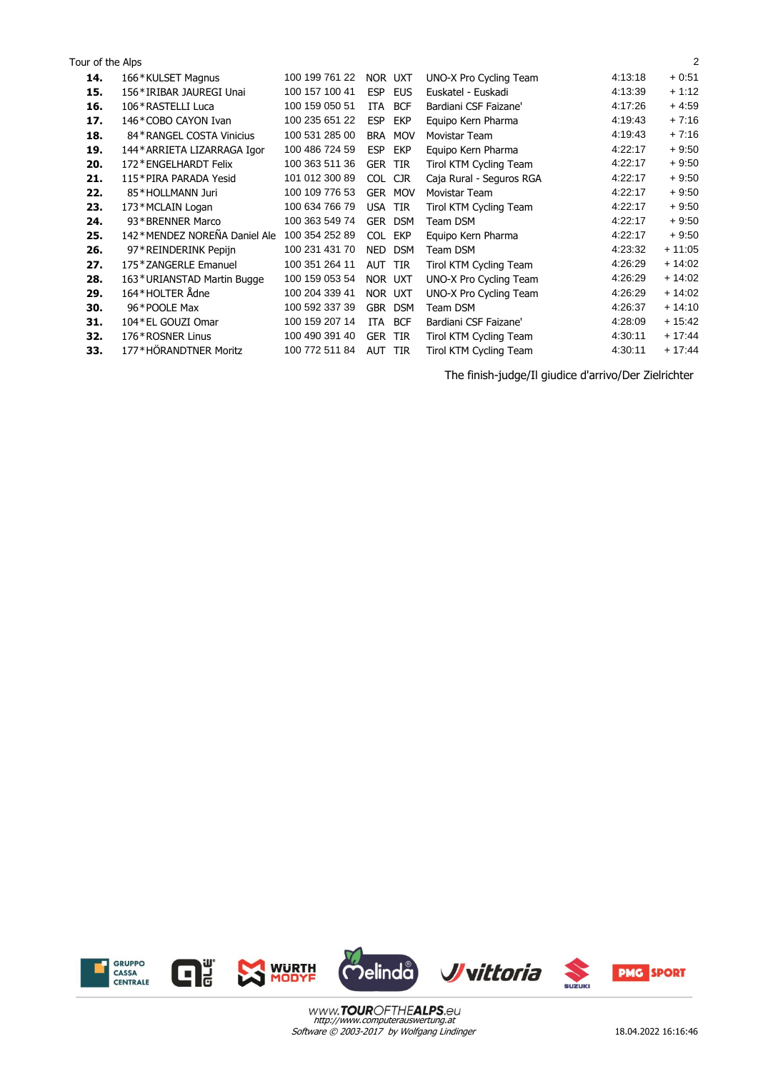| | | | | | | | | |
|---|---|---|---|---|---|---|---|---|
| **14.** | 166 | *KULSET Magnus | 100 199 761 22 | NOR | UXT | UNO-X Pro Cycling Team | 4:13:18 | + 0:51 |
| **15.** | 156 | *IRIBAR JAUREGI Unai | 100 157 100 41 | ESP | EUS | Euskatel - Euskadi | 4:13:39 | + 1:12 |
| **16.** | 106 | *RASTELLI Luca | 100 159 050 51 | ITA | BCF | Bardiani CSF Faizane' | 4:17:26 | + 4:59 |
| **17.** | 146 | *COBO CAYON Ivan | 100 235 651 22 | ESP | EKP | Equipo Kern Pharma | 4:19:43 | + 7:16 |
| **18.** | 84 | *RANGEL COSTA Vinicius | 100 531 285 00 | BRA | MOV | Movistar Team | 4:19:43 | + 7:16 |
| **19.** | 144 | *ARRIETA LIZARRAGA Igor | 100 486 724 59 | ESP | EKP | Equipo Kern Pharma | 4:22:17 | + 9:50 |
| **20.** | 172 | *ENGELHARDT Felix | 100 363 511 36 | GER | TIR | Tirol KTM Cycling Team | 4:22:17 | + 9:50 |
| **21.** | 115 | *PIRA PARADA Yesid | 101 012 300 89 | COL | CJR | Caja Rural - Seguros RGA | 4:22:17 | + 9:50 |
| **22.** | 85 | *HOLLMANN Juri | 100 109 776 53 | GER | MOV | Movistar Team | 4:22:17 | + 9:50 |
| **23.** | 173 | *MCLAIN Logan | 100 634 766 79 | USA | TIR | Tirol KTM Cycling Team | 4:22:17 | + 9:50 |
| **24.** | 93 | *BRENNER Marco | 100 363 549 74 | GER | DSM | Team DSM | 4:22:17 | + 9:50 |
| **25.** | 142 | *MENDEZ NOREÑA Daniel Ale | 100 354 252 89 | COL | EKP | Equipo Kern Pharma | 4:22:17 | + 9:50 |
| **26.** | 97 | *REINDERINK Pepijn | 100 231 431 70 | NED | DSM | Team DSM | 4:23:32 | + 11:05 |
| **27.** | 175 | *ZANGERLE Emanuel | 100 351 264 11 | AUT | TIR | Tirol KTM Cycling Team | 4:26:29 | + 14:02 |
| **28.** | 163 | *URIANSTAD Martin Bugge | 100 159 053 54 | NOR | UXT | UNO-X Pro Cycling Team | 4:26:29 | + 14:02 |
| **29.** | 164 | *HOLTER Ådne | 100 204 339 41 | NOR | UXT | UNO-X Pro Cycling Team | 4:26:29 | + 14:02 |
| **30.** | 96 | *POOLE Max | 100 592 337 39 | GBR | DSM | Team DSM | 4:26:37 | + 14:10 |
| **31.** | 104 | *EL GOUZI Omar | 100 159 207 14 | ITA | BCF | Bardiani CSF Faizane' | 4:28:09 | + 15:42 |
| **32.** | 176 | *ROSNER Linus | 100 490 391 40 | GER | TIR | Tirol KTM Cycling Team | 4:30:11 | + 17:44 |
| **33.** | 177 | *HÖRANDTNER Moritz | 100 772 511 84 | AUT | TIR | Tirol KTM Cycling Team | 4:30:11 | + 17:44 |

The finish-judge/Il giudice d'arrivo/Der Zielrichter

www.TOUROFTHEALPS.eu
http://www.computerauswertung.at
Software © 2003-2017 by Wolfgang Lindinger

18.04.2022 16:16:46